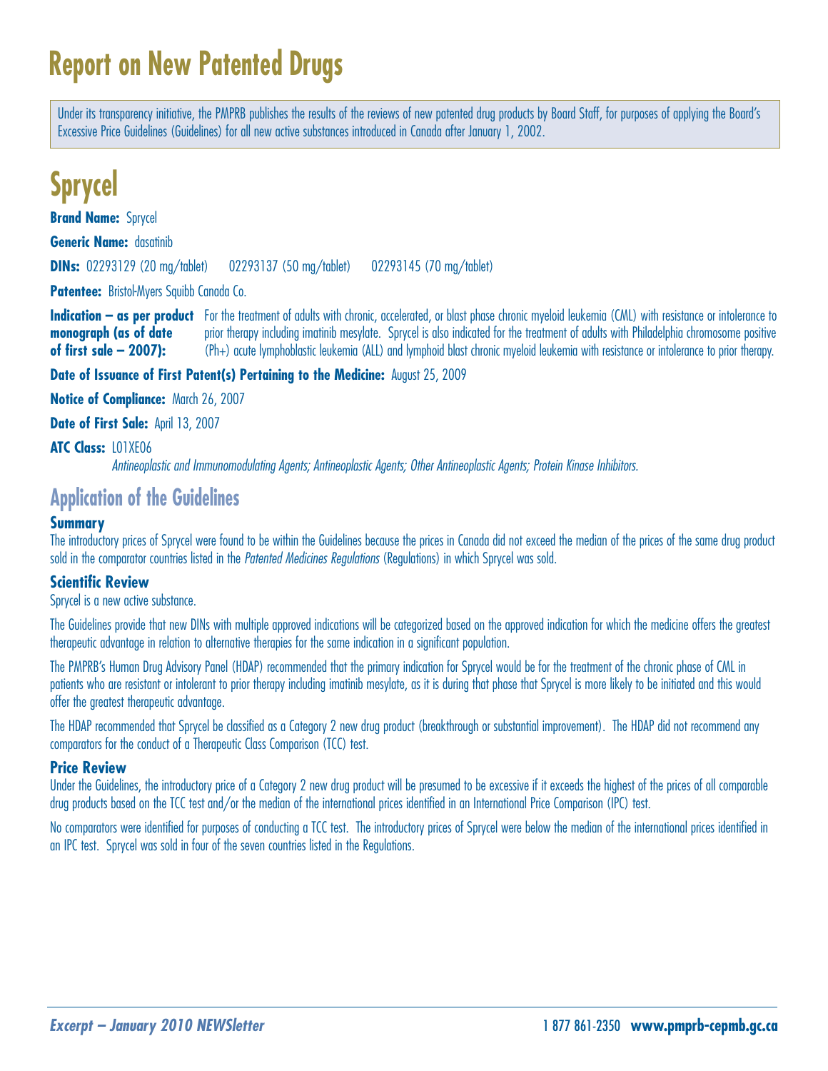# Report on New Patented Drugs

Under its transparency initiative, the PMPRB publishes the results of the reviews of new patented drug products by Board Staff, for purposes of applying the Board's Excessive Price Guidelines (Guidelines) for all new active substances introduced in Canada after January 1, 2002.

# Sprycel

**Brand Name:** Sprycel

**Generic Name:** dasatinib

**DINs:** 02293129 (20 mg/tablet) 02293137 (50 mg/tablet) 02293145 (70 mg/tablet)

**Patentee:** Bristol-Myers Squibb Canada Co.

**Indication – as per product monograph (as of date of first sale – 2007):** For the treatment of adults with chronic, accelerated, or blast phase chronic myeloid leukemia (CML) with resistance or intolerance to prior therapy including imatinib mesylate. Sprycel is also indicated for the treatment of adults with Philadelphia chromosome positive (Ph+) acute lymphoblastic leukemia (ALL) and lymphoid blast chronic myeloid leukemia with resistance or intolerance to prior therapy.

**Date of Issuance of First Patent(s) Pertaining to the Medicine:** August 25, 2009

**Notice of Compliance:** March 26, 2007

**Date of First Sale:** April 13, 2007

**ATC Class:** L01XE06

*Antineoplastic and Immunomodulating Agents; Antineoplastic Agents; Other Antineoplastic Agents; Protein Kinase Inhibitors.*

## Application of the Guidelines

### Summary

The introductory prices of Sprycel were found to be within the Guidelines because the prices in Canada did not exceed the median of the prices of the same drug product sold in the comparator countries listed in the *Patented Medicines Regulations* (Regulations) in which Sprycel was sold.

### Scientific Review

Sprycel is a new active substance.

The Guidelines provide that new DINs with multiple approved indications will be categorized based on the approved indication for which the medicine offers the greatest therapeutic advantage in relation to alternative therapies for the same indication in a significant population.

The PMPRB's Human Drug Advisory Panel (HDAP) recommended that the primary indication for Sprycel would be for the treatment of the chronic phase of CML in patients who are resistant or intolerant to prior therapy including imatinib mesylate, as it is during that phase that Sprycel is more likely to be initiated and this would offer the greatest therapeutic advantage.

The HDAP recommended that Sprycel be classified as a Category 2 new drug product (breakthrough or substantial improvement). The HDAP did not recommend any comparators for the conduct of a Therapeutic Class Comparison (TCC) test.

### Price Review

Under the Guidelines, the introductory price of a Category 2 new drug product will be presumed to be excessive if it exceeds the highest of the prices of all comparable drug products based on the TCC test and/or the median of the international prices identified in an International Price Comparison (IPC) test.

No comparators were identified for purposes of conducting a TCC test. The introductory prices of Sprycel were below the median of the international prices identified in an IPC test. Sprycel was sold in four of the seven countries listed in the Regulations.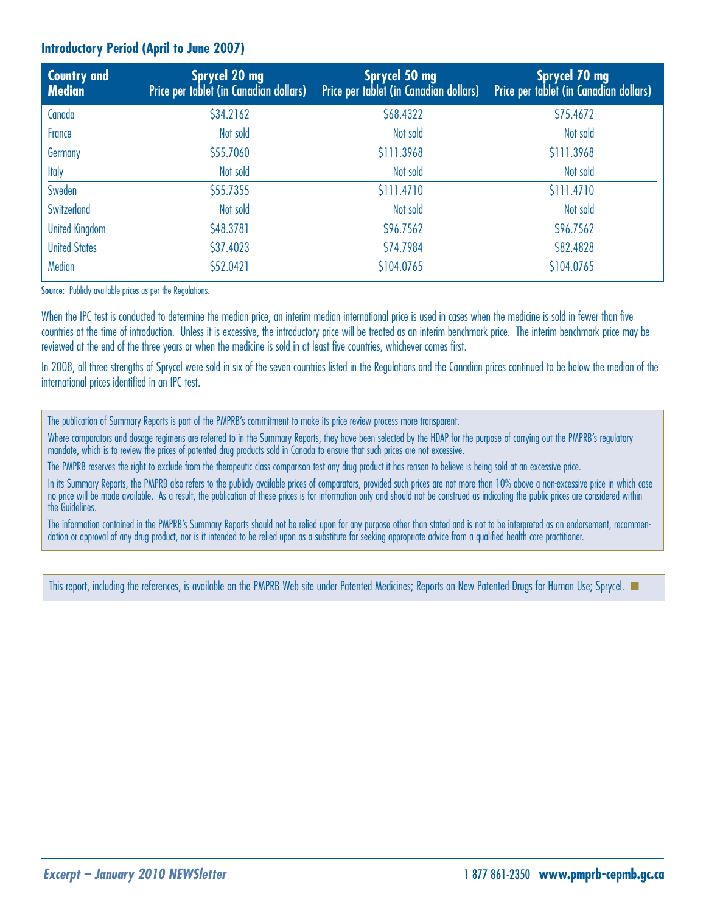### Introductory Period (April to June 2007)

| Country and Median | Sprycel 20 mg Price per tablet (in Canadian dollars) | Sprycel 50 mg Price per tablet (in Canadian dollars) | Sprycel 70 mg Price per tablet (in Canadian dollars) |
|---|---|---|---|
| Canada | $34.2162 | $68.4322 | $75.4672 |
| France | Not sold | Not sold | Not sold |
| Germany | $55.7060 | $111.3968 | $111.3968 |
| Italy | Not sold | Not sold | Not sold |
| Sweden | $55.7355 | $111.4710 | $111.4710 |
| Switzerland | Not sold | Not sold | Not sold |
| United Kingdom | $48.3781 | $96.7562 | $96.7562 |
| United States | $37.4023 | $74.7984 | $82.4828 |
| Median | $52.0421 | $104.0765 | $104.0765 |

**Source:** Publicly available prices as per the Regulations.

When the IPC test is conducted to determine the median price, an interim median international price is used in cases when the medicine is sold in fewer than five countries at the time of introduction. Unless it is excessive, the introductory price will be treated as an interim benchmark price. The interim benchmark price may be reviewed at the end of the three years or when the medicine is sold in at least five countries, whichever comes first.

In 2008, all three strengths of Sprycel were sold in six of the seven countries listed in the Regulations and the Canadian prices continued to be below the median of the international prices identified in an IPC test.

The publication of Summary Reports is part of the PMPRB's commitment to make its price review process more transparent.

Where comparators and dosage regimens are referred to in the Summary Reports, they have been selected by the HDAP for the purpose of carrying out the PMPRB's regulatory mandate, which is to review the prices of patented drug products sold in Canada to ensure that such prices are not excessive.

The PMPRB reserves the right to exclude from the therapeutic class comparison test any drug product it has reason to believe is being sold at an excessive price.

In its Summary Reports, the PMPRB also refers to the publicly available prices of comparators, provided such prices are not more than 10% above a non-excessive price in which case no price will be made available. As a result, the publication of these prices is for information only and should not be construed as indicating the public prices are considered within the Guidelines.

The information contained in the PMPRB's Summary Reports should not be relied upon for any purpose other than stated and is not to be interpreted as an endorsement, recommendation or approval of any drug product, nor is it intended to be relied upon as a substitute for seeking appropriate advice from a qualified health care practitioner.

This report, including the references, is available on the PMPRB Web site under Patented Medicines; Reports on New Patented Drugs for Human Use; Sprycel. ■